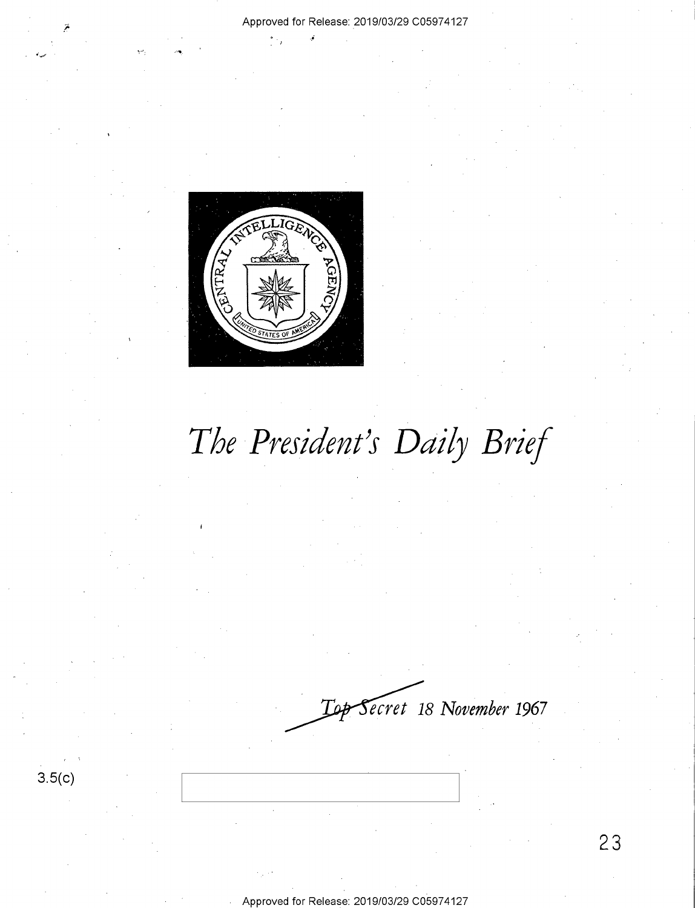Approved for Release: 2019/03/29 C05974127

# *The President's Daily Brief*

*~~Top Secret~~ 18 November 1967*

3.5(c)

Approved for Release: 2019/03/29 C05974127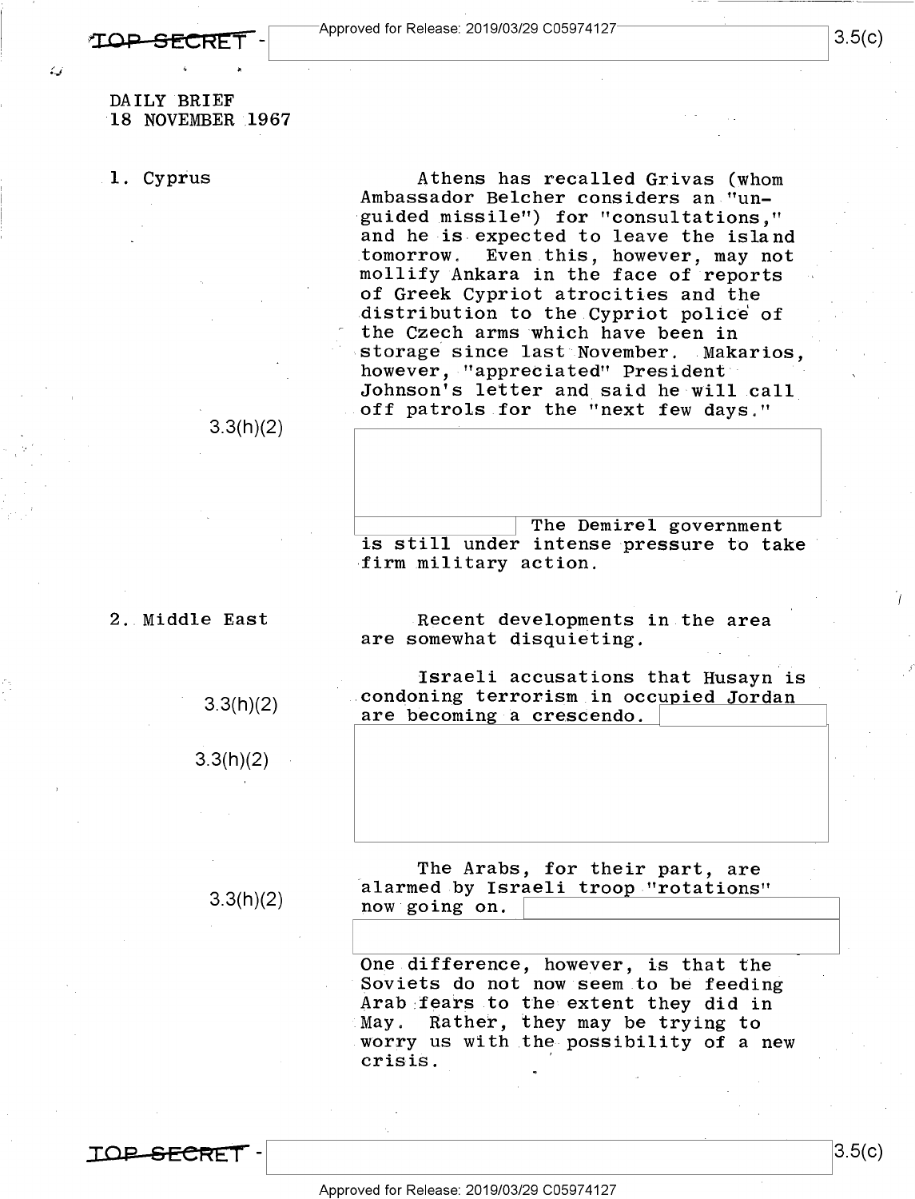TOP SECRET

DAILY BRIEF
18 NOVEMBER 1967

1. Cyprus

Athens has recalled Grivas (whom Ambassador Belcher considers an "unguided missile") for "consultations," and he is expected to leave the island tomorrow. Even this, however, may not mollify Ankara in the face of reports of Greek Cypriot atrocities and the distribution to the Cypriot police of the Czech arms which have been in storage since last November. Makarios, however, "appreciated" President Johnson's letter and said he will call off patrols for the "next few days."

3.3(h)(2)

The Demirel government is still under intense pressure to take firm military action.

2. Middle East

Recent developments in the area are somewhat disquieting.

3.3(h)(2)

Israeli accusations that Husayn is condoning terrorism in occupied Jordan are becoming a crescendo.

3.3(h)(2)

3.3(h)(2)

The Arabs, for their part, are alarmed by Israeli troop "rotations" now going on.

One difference, however, is that the Soviets do not now seem to be feeding Arab fears to the extent they did in May. Rather, they may be trying to worry us with the possibility of a new crisis.

TOP SECRET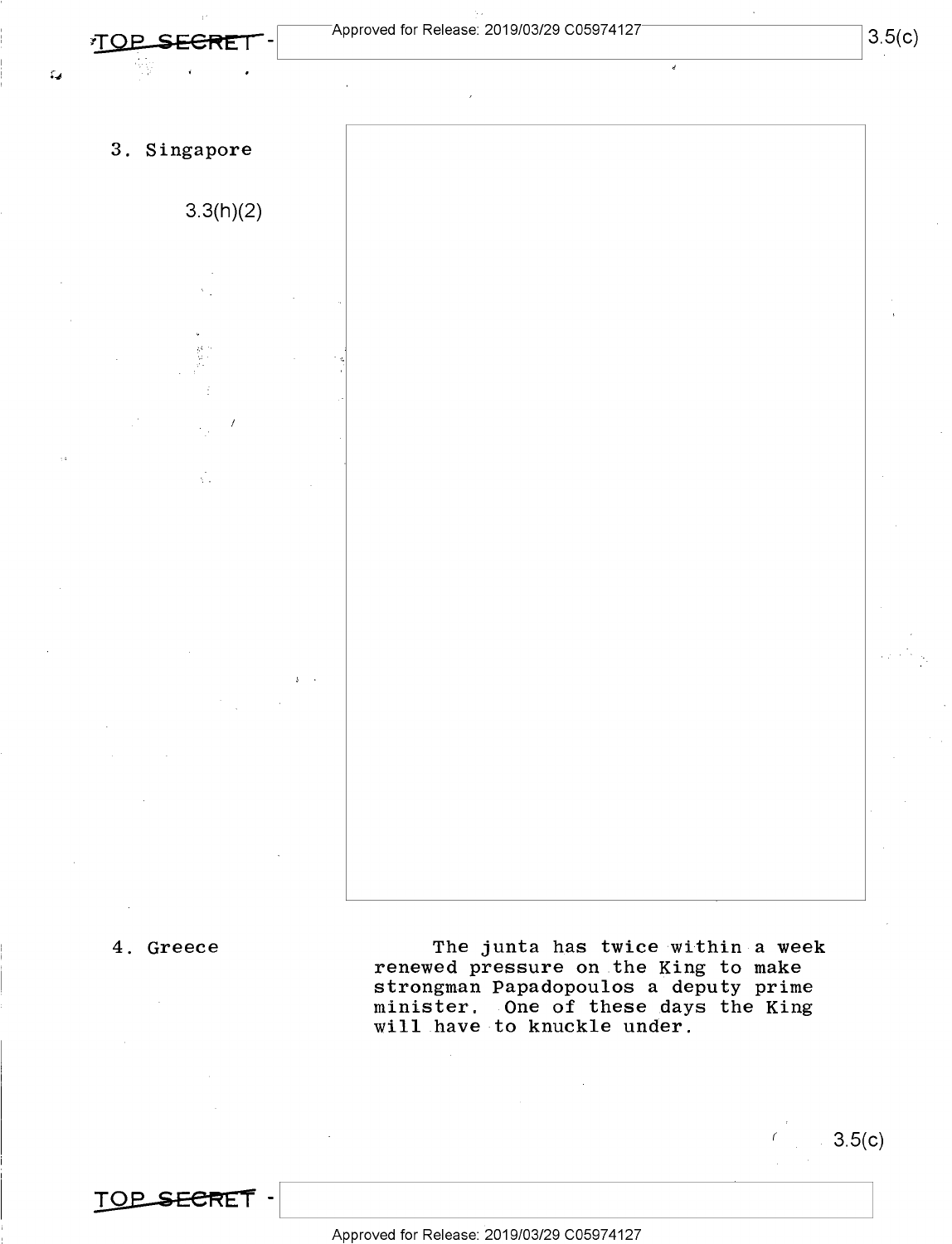3. Singapore

3.3(h)(2)

4. Greece

The junta has twice within a week renewed pressure on the King to make strongman Papadopoulos a deputy prime minister. One of these days the King will have to knuckle under.

3.5(c)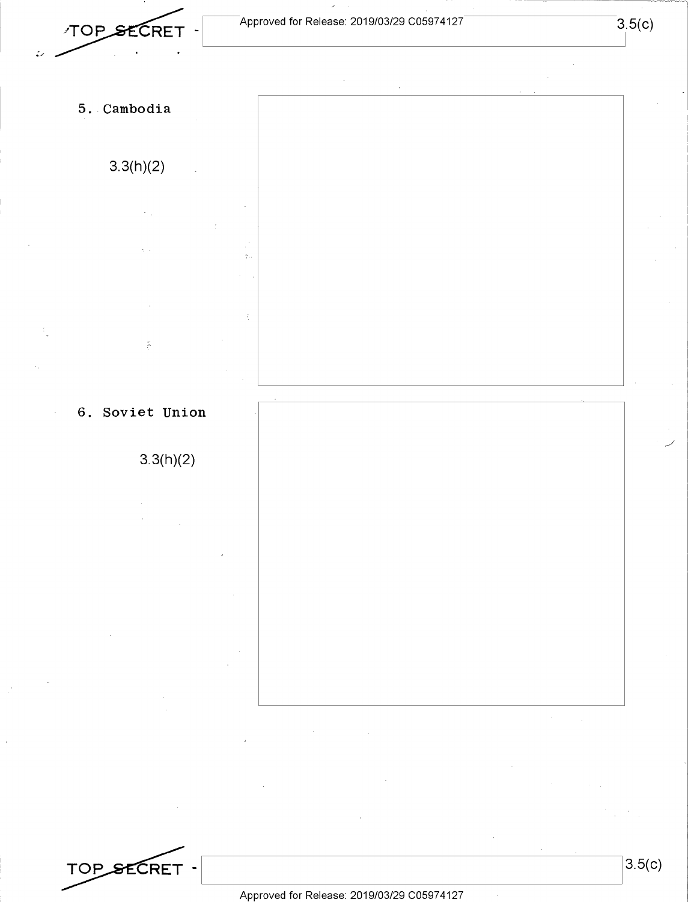5. Cambodia

3.3(h)(2)

6. Soviet Union

3.3(h)(2)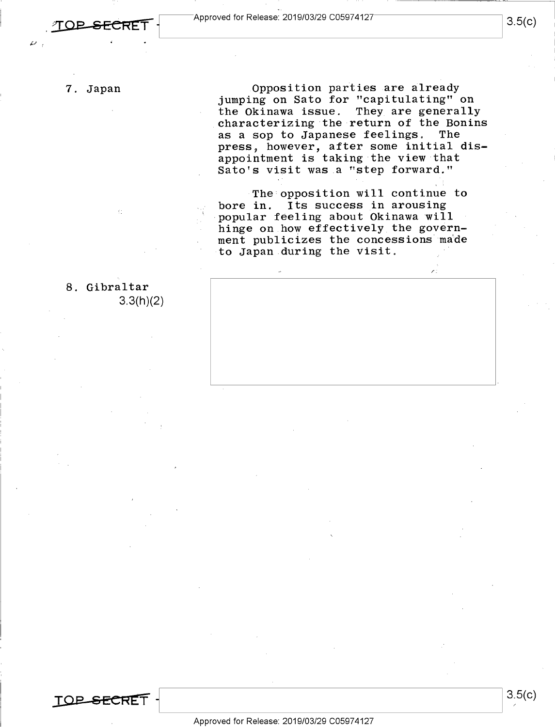7. Japan

Opposition parties are already jumping on Sato for "capitulating" on the Okinawa issue. They are generally characterizing the return of the Bonins as a sop to Japanese feelings. The press, however, after some initial disappointment is taking the view that Sato's visit was a "step forward."

The opposition will continue to bore in. Its success in arousing popular feeling about Okinawa will hinge on how effectively the government publicizes the concessions made to Japan during the visit.

8. Gibraltar

3.3(h)(2)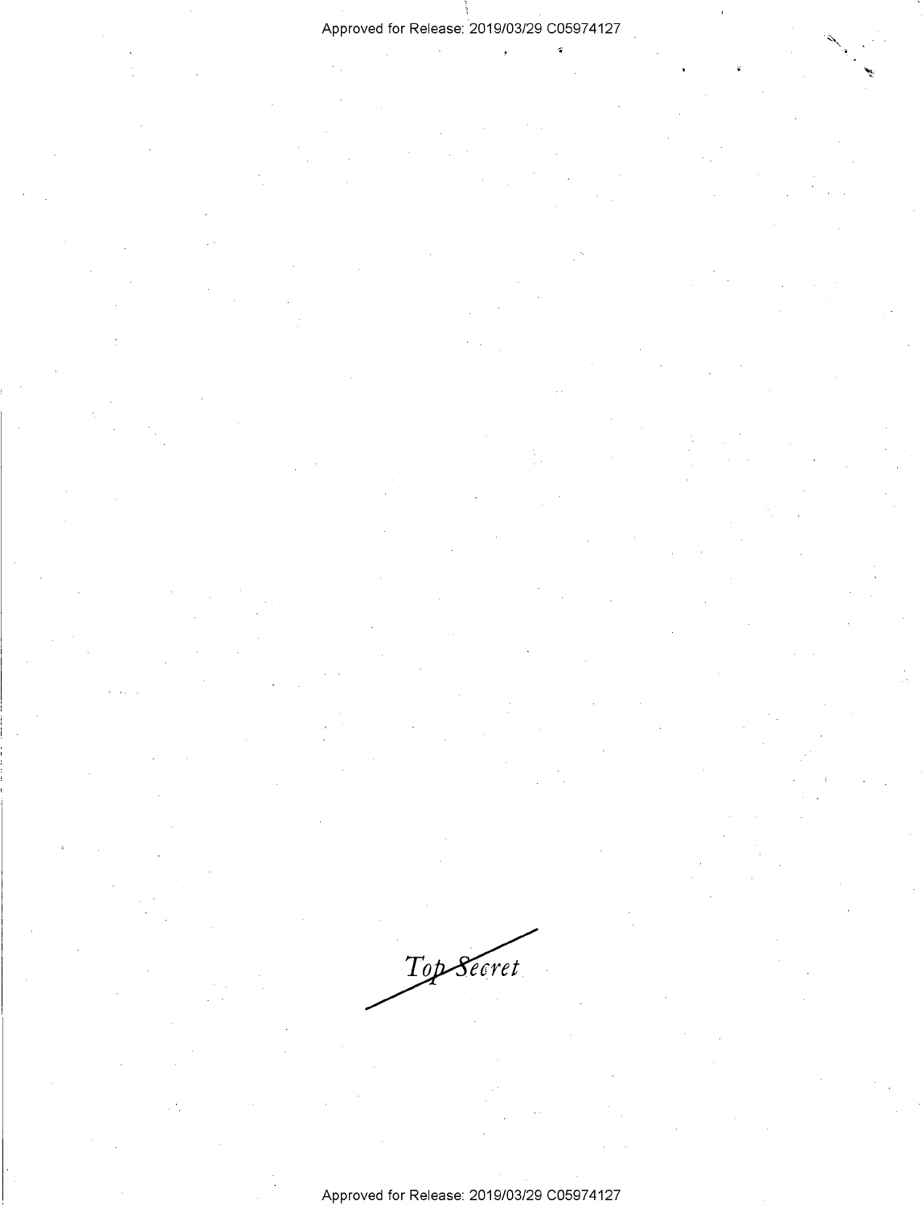Top Secret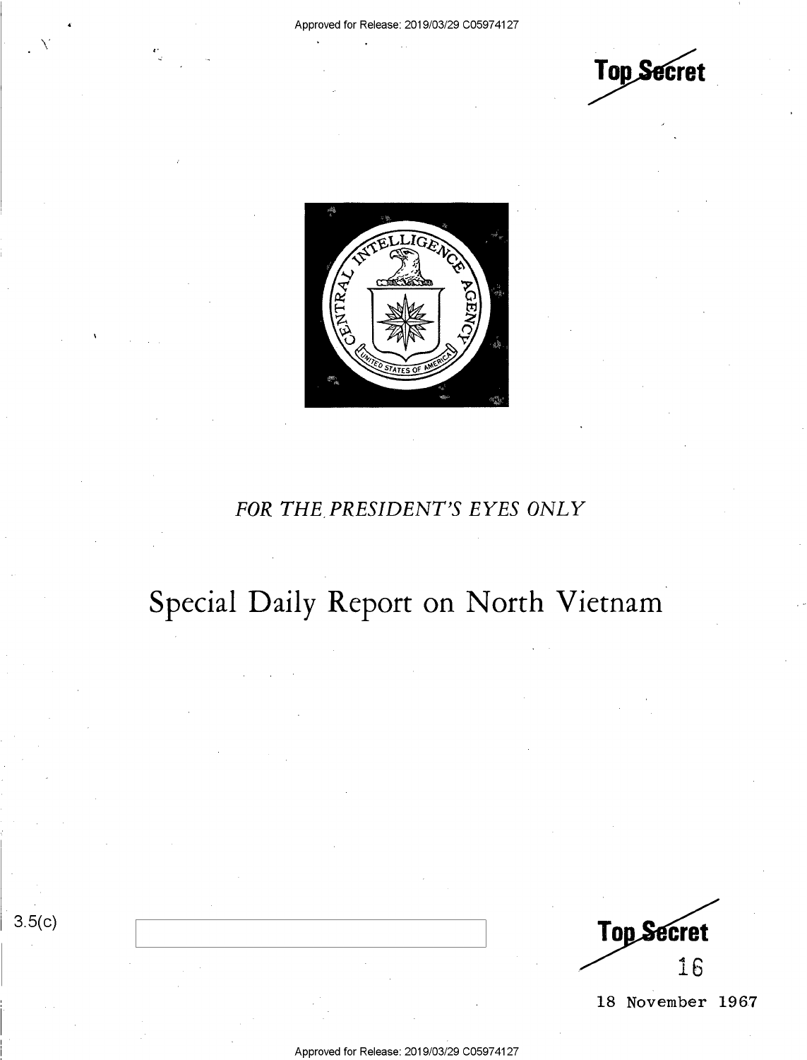Top Secret

FOR THE PRESIDENT'S EYES ONLY

# Special Daily Report on North Vietnam

3.5(c)

Top Secret

16

18 November 1967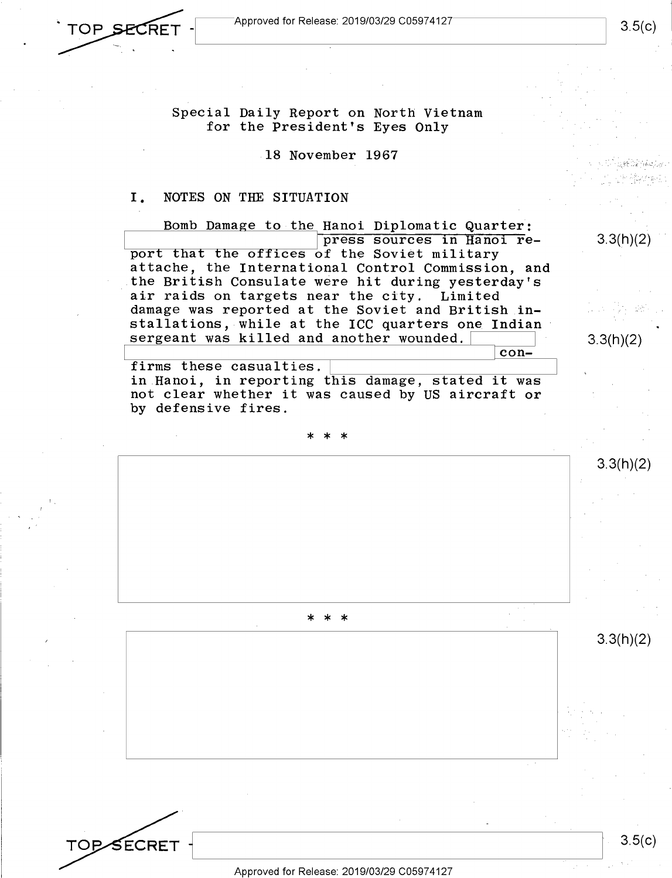Special Daily Report on North Vietnam
for the President's Eyes Only

18 November 1967

## I. NOTES ON THE SITUATION

Bomb Damage to the Hanoi Diplomatic Quarter: [redacted] press sources in Hanoi report that the offices of the Soviet military attache, the International Control Commission, and the British Consulate were hit during yesterday's air raids on targets near the city. Limited damage was reported at the Soviet and British installations, while at the ICC quarters one Indian sergeant was killed and another wounded. [redacted] confirms these casualties. [redacted] in Hanoi, in reporting this damage, stated it was not clear whether it was caused by US aircraft or by defensive fires.

* * *

[redacted]

* * *

[redacted]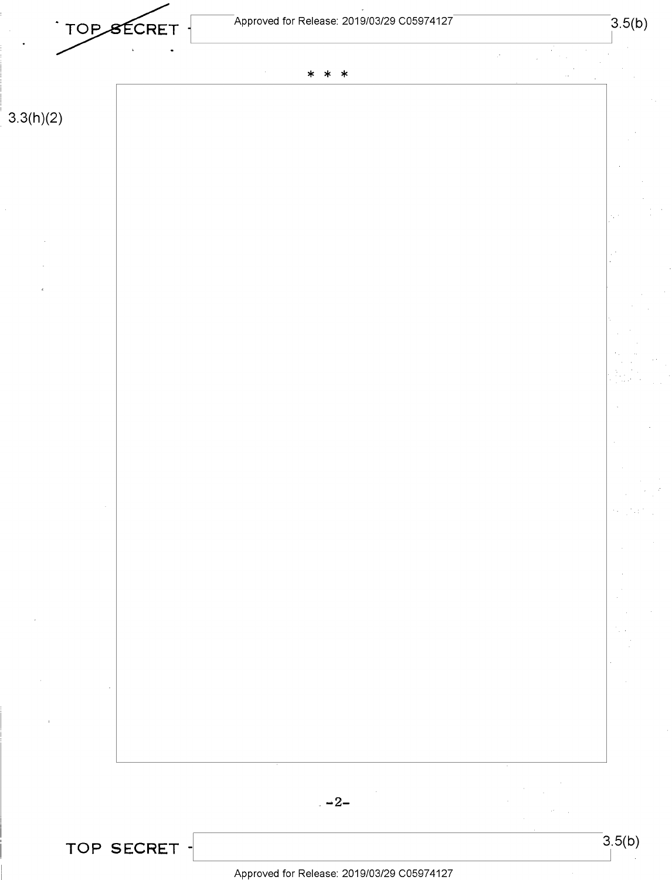* * *

3.3(h)(2)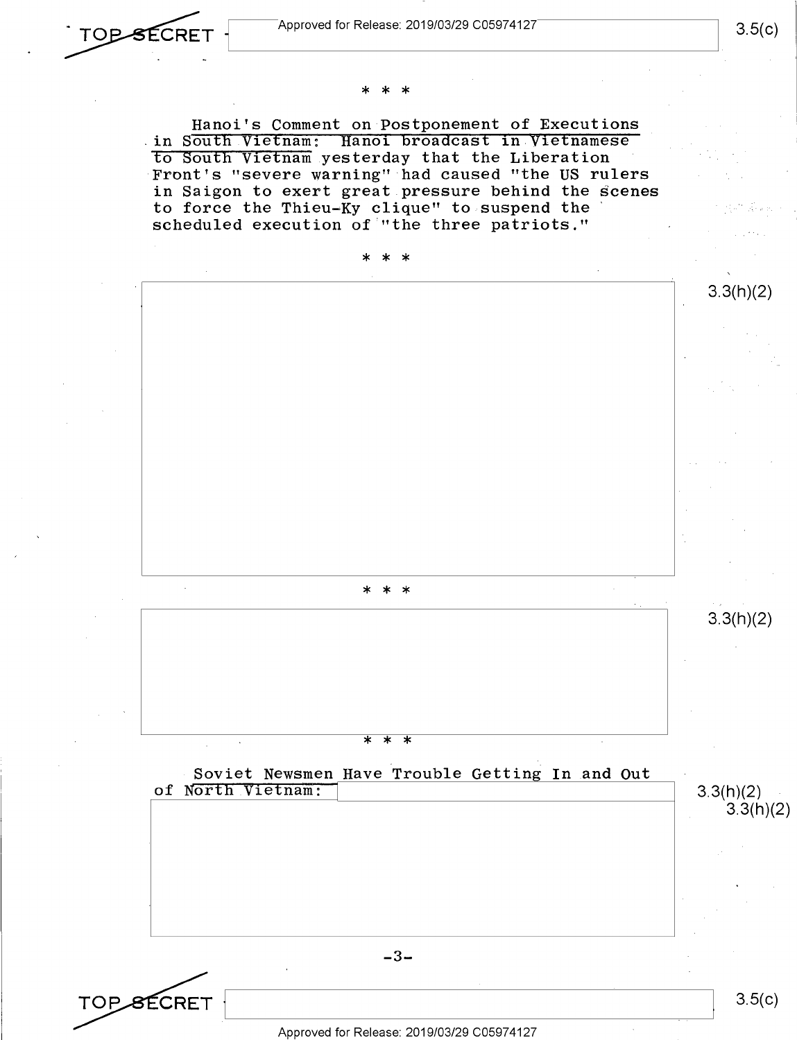* * *

Hanoi's Comment on Postponement of Executions in South Vietnam: Hanoi broadcast in Vietnamese to South Vietnam yesterday that the Liberation Front's "severe warning" had caused "the US rulers in Saigon to exert great pressure behind the scenes to force the Thieu-Ky clique" to suspend the scheduled execution of "the three patriots."

* * *

3.3(h)(2)

* * *

3.3(h)(2)

* * *

Soviet Newsmen Have Trouble Getting In and Out of North Vietnam:

3.3(h)(2)
3.3(h)(2)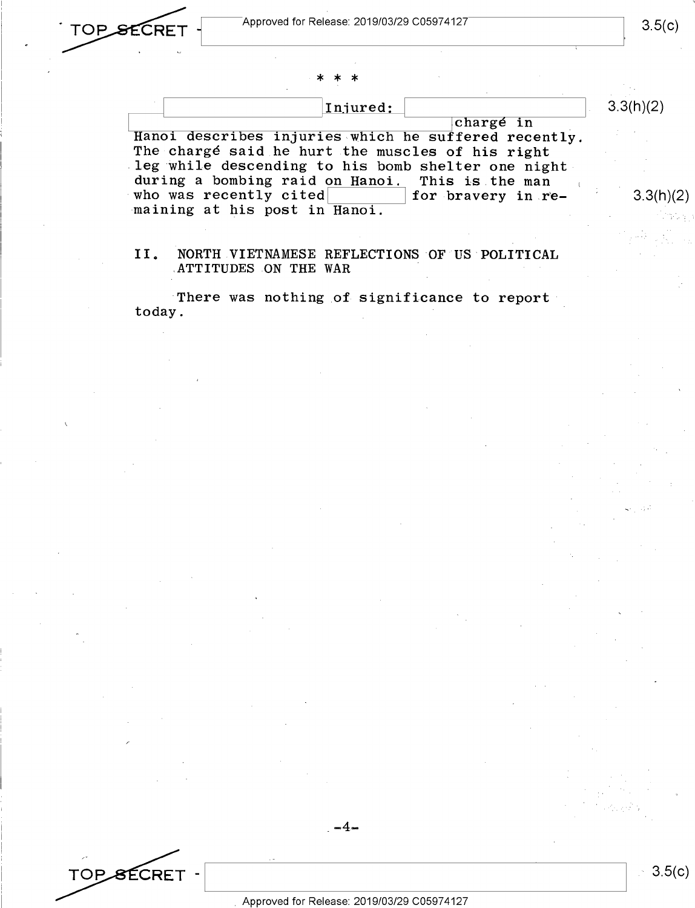\* \* \*

Injured: charge in Hanoi describes injuries which he suffered recently. The chargé said he hurt the muscles of his right leg while descending to his bomb shelter one night during a bombing raid on Hanoi. This is the man who was recently cited for bravery in remaining at his post in Hanoi.

## II. NORTH VIETNAMESE REFLECTIONS OF US POLITICAL ATTITUDES ON THE WAR

There was nothing of significance to report today.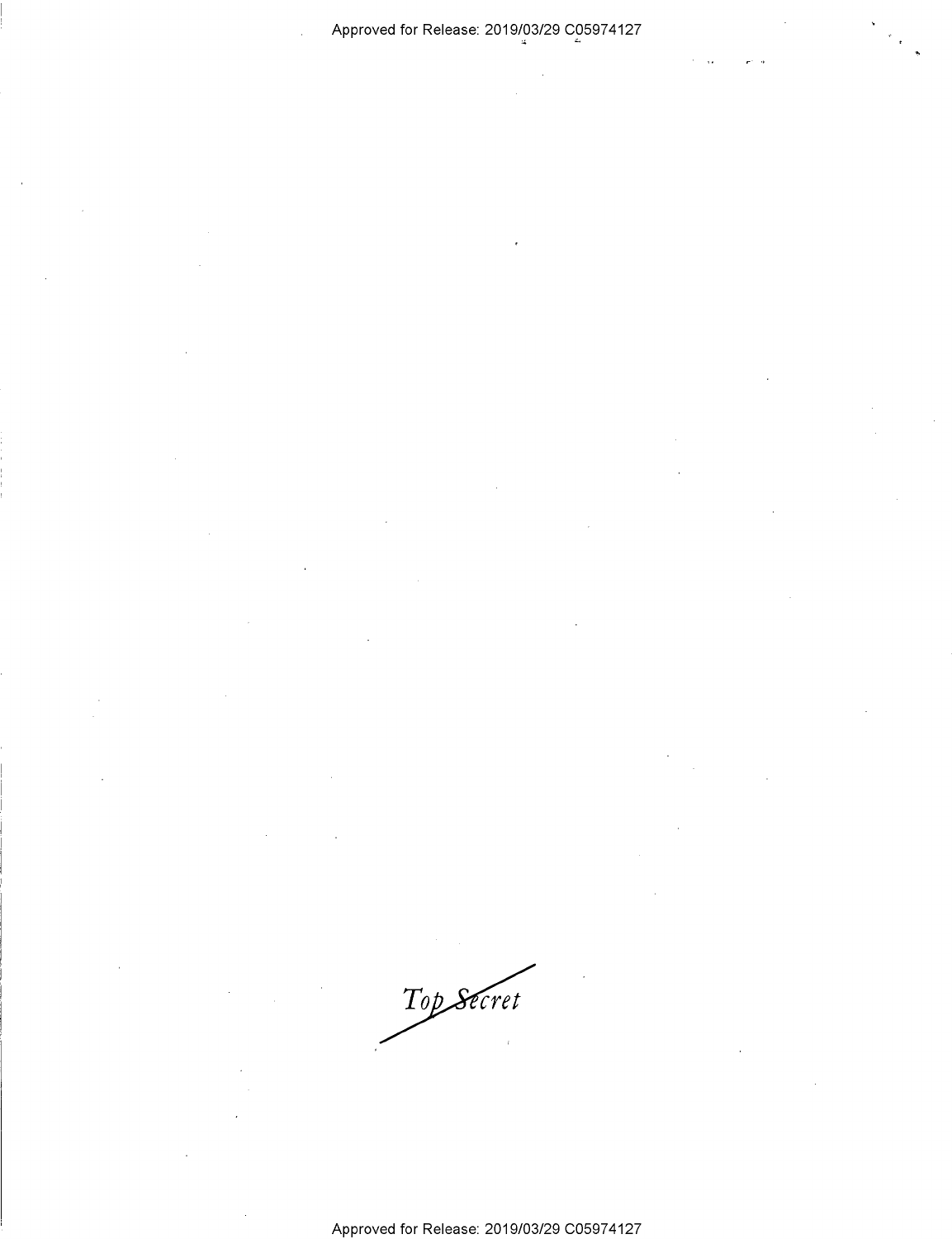Top Secret